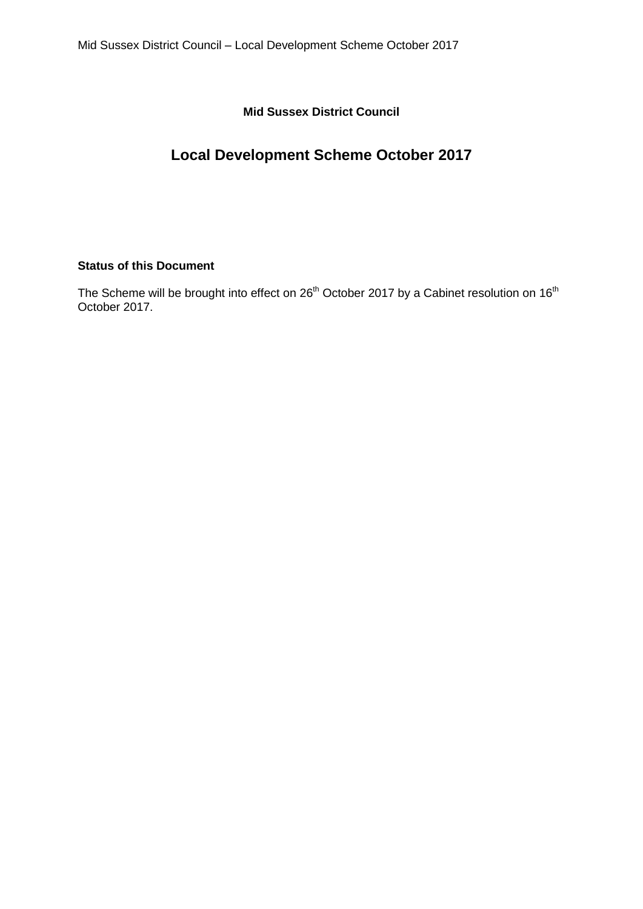**Mid Sussex District Council**

# Local Development Scheme October 2017

**Status of this Document**

The Scheme will be brought into effect on 26th October 2017 by a Cabinet resolution on 16th October 2017.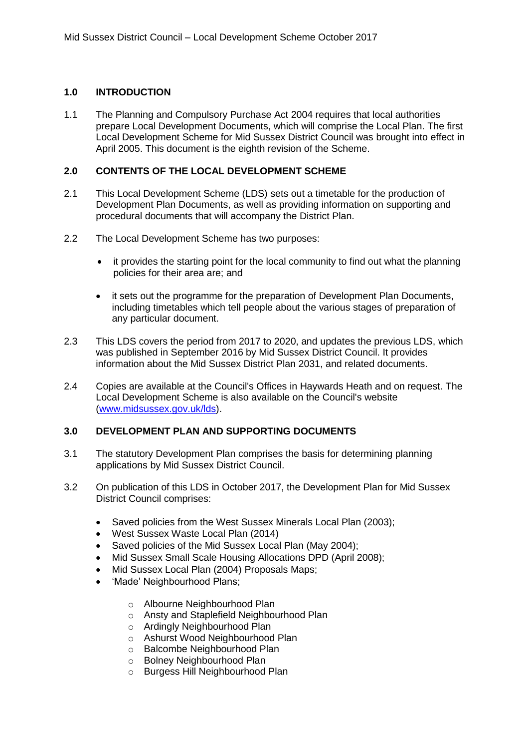## 1.0 INTRODUCTION

1.1 The Planning and Compulsory Purchase Act 2004 requires that local authorities prepare Local Development Documents, which will comprise the Local Plan. The first Local Development Scheme for Mid Sussex District Council was brought into effect in April 2005. This document is the eighth revision of the Scheme.

## 2.0 CONTENTS OF THE LOCAL DEVELOPMENT SCHEME

2.1 This Local Development Scheme (LDS) sets out a timetable for the production of Development Plan Documents, as well as providing information on supporting and procedural documents that will accompany the District Plan.

2.2 The Local Development Scheme has two purposes:

- it provides the starting point for the local community to find out what the planning policies for their area are; and
- it sets out the programme for the preparation of Development Plan Documents, including timetables which tell people about the various stages of preparation of any particular document.

2.3 This LDS covers the period from 2017 to 2020, and updates the previous LDS, which was published in September 2016 by Mid Sussex District Council. It provides information about the Mid Sussex District Plan 2031, and related documents.

2.4 Copies are available at the Council's Offices in Haywards Heath and on request. The Local Development Scheme is also available on the Council's website (www.midsussex.gov.uk/lds).

## 3.0 DEVELOPMENT PLAN AND SUPPORTING DOCUMENTS

3.1 The statutory Development Plan comprises the basis for determining planning applications by Mid Sussex District Council.

3.2 On publication of this LDS in October 2017, the Development Plan for Mid Sussex District Council comprises:

- Saved policies from the West Sussex Minerals Local Plan (2003);
- West Sussex Waste Local Plan (2014)
- Saved policies of the Mid Sussex Local Plan (May 2004);
- Mid Sussex Small Scale Housing Allocations DPD (April 2008);
- Mid Sussex Local Plan (2004) Proposals Maps;
- 'Made' Neighbourhood Plans;
  - Albourne Neighbourhood Plan
  - Ansty and Staplefield Neighbourhood Plan
  - Ardingly Neighbourhood Plan
  - Ashurst Wood Neighbourhood Plan
  - Balcombe Neighbourhood Plan
  - Bolney Neighbourhood Plan
  - Burgess Hill Neighbourhood Plan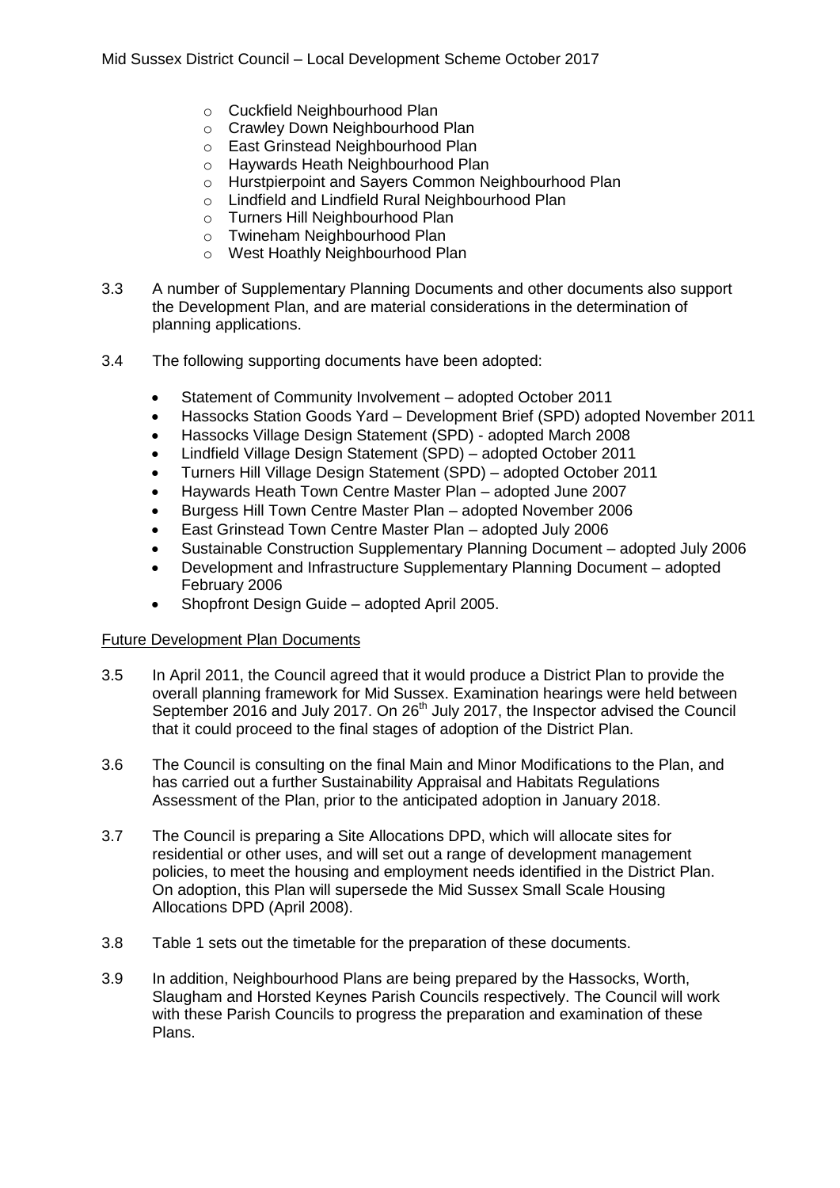- Cuckfield Neighbourhood Plan
- Crawley Down Neighbourhood Plan
- East Grinstead Neighbourhood Plan
- Haywards Heath Neighbourhood Plan
- Hurstpierpoint and Sayers Common Neighbourhood Plan
- Lindfield and Lindfield Rural Neighbourhood Plan
- Turners Hill Neighbourhood Plan
- Twineham Neighbourhood Plan
- West Hoathly Neighbourhood Plan

3.3 A number of Supplementary Planning Documents and other documents also support the Development Plan, and are material considerations in the determination of planning applications.

3.4 The following supporting documents have been adopted:

- Statement of Community Involvement – adopted October 2011
- Hassocks Station Goods Yard – Development Brief (SPD) adopted November 2011
- Hassocks Village Design Statement (SPD) - adopted March 2008
- Lindfield Village Design Statement (SPD) – adopted October 2011
- Turners Hill Village Design Statement (SPD) – adopted October 2011
- Haywards Heath Town Centre Master Plan – adopted June 2007
- Burgess Hill Town Centre Master Plan – adopted November 2006
- East Grinstead Town Centre Master Plan – adopted July 2006
- Sustainable Construction Supplementary Planning Document – adopted July 2006
- Development and Infrastructure Supplementary Planning Document – adopted February 2006
- Shopfront Design Guide – adopted April 2005.

Future Development Plan Documents

3.5 In April 2011, the Council agreed that it would produce a District Plan to provide the overall planning framework for Mid Sussex. Examination hearings were held between September 2016 and July 2017. On 26th July 2017, the Inspector advised the Council that it could proceed to the final stages of adoption of the District Plan.

3.6 The Council is consulting on the final Main and Minor Modifications to the Plan, and has carried out a further Sustainability Appraisal and Habitats Regulations Assessment of the Plan, prior to the anticipated adoption in January 2018.

3.7 The Council is preparing a Site Allocations DPD, which will allocate sites for residential or other uses, and will set out a range of development management policies, to meet the housing and employment needs identified in the District Plan. On adoption, this Plan will supersede the Mid Sussex Small Scale Housing Allocations DPD (April 2008).

3.8 Table 1 sets out the timetable for the preparation of these documents.

3.9 In addition, Neighbourhood Plans are being prepared by the Hassocks, Worth, Slaugham and Horsted Keynes Parish Councils respectively. The Council will work with these Parish Councils to progress the preparation and examination of these Plans.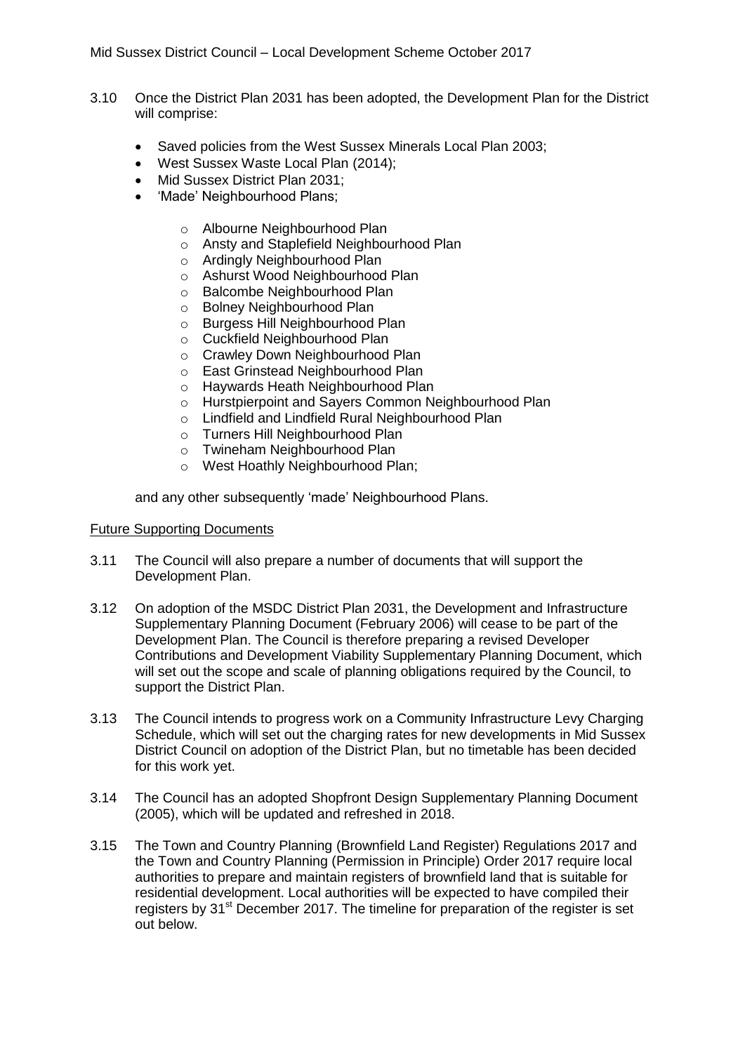3.10 Once the District Plan 2031 has been adopted, the Development Plan for the District will comprise:

- Saved policies from the West Sussex Minerals Local Plan 2003;
- West Sussex Waste Local Plan (2014);
- Mid Sussex District Plan 2031;
- 'Made' Neighbourhood Plans;
    - Albourne Neighbourhood Plan
    - Ansty and Staplefield Neighbourhood Plan
    - Ardingly Neighbourhood Plan
    - Ashurst Wood Neighbourhood Plan
    - Balcombe Neighbourhood Plan
    - Bolney Neighbourhood Plan
    - Burgess Hill Neighbourhood Plan
    - Cuckfield Neighbourhood Plan
    - Crawley Down Neighbourhood Plan
    - East Grinstead Neighbourhood Plan
    - Haywards Heath Neighbourhood Plan
    - Hurstpierpoint and Sayers Common Neighbourhood Plan
    - Lindfield and Lindfield Rural Neighbourhood Plan
    - Turners Hill Neighbourhood Plan
    - Twineham Neighbourhood Plan
    - West Hoathly Neighbourhood Plan;

and any other subsequently 'made' Neighbourhood Plans.

<u>Future Supporting Documents</u>

3.11 The Council will also prepare a number of documents that will support the Development Plan.

3.12 On adoption of the MSDC District Plan 2031, the Development and Infrastructure Supplementary Planning Document (February 2006) will cease to be part of the Development Plan. The Council is therefore preparing a revised Developer Contributions and Development Viability Supplementary Planning Document, which will set out the scope and scale of planning obligations required by the Council, to support the District Plan.

3.13 The Council intends to progress work on a Community Infrastructure Levy Charging Schedule, which will set out the charging rates for new developments in Mid Sussex District Council on adoption of the District Plan, but no timetable has been decided for this work yet.

3.14 The Council has an adopted Shopfront Design Supplementary Planning Document (2005), which will be updated and refreshed in 2018.

3.15 The Town and Country Planning (Brownfield Land Register) Regulations 2017 and the Town and Country Planning (Permission in Principle) Order 2017 require local authorities to prepare and maintain registers of brownfield land that is suitable for residential development. Local authorities will be expected to have compiled their registers by 31st December 2017. The timeline for preparation of the register is set out below.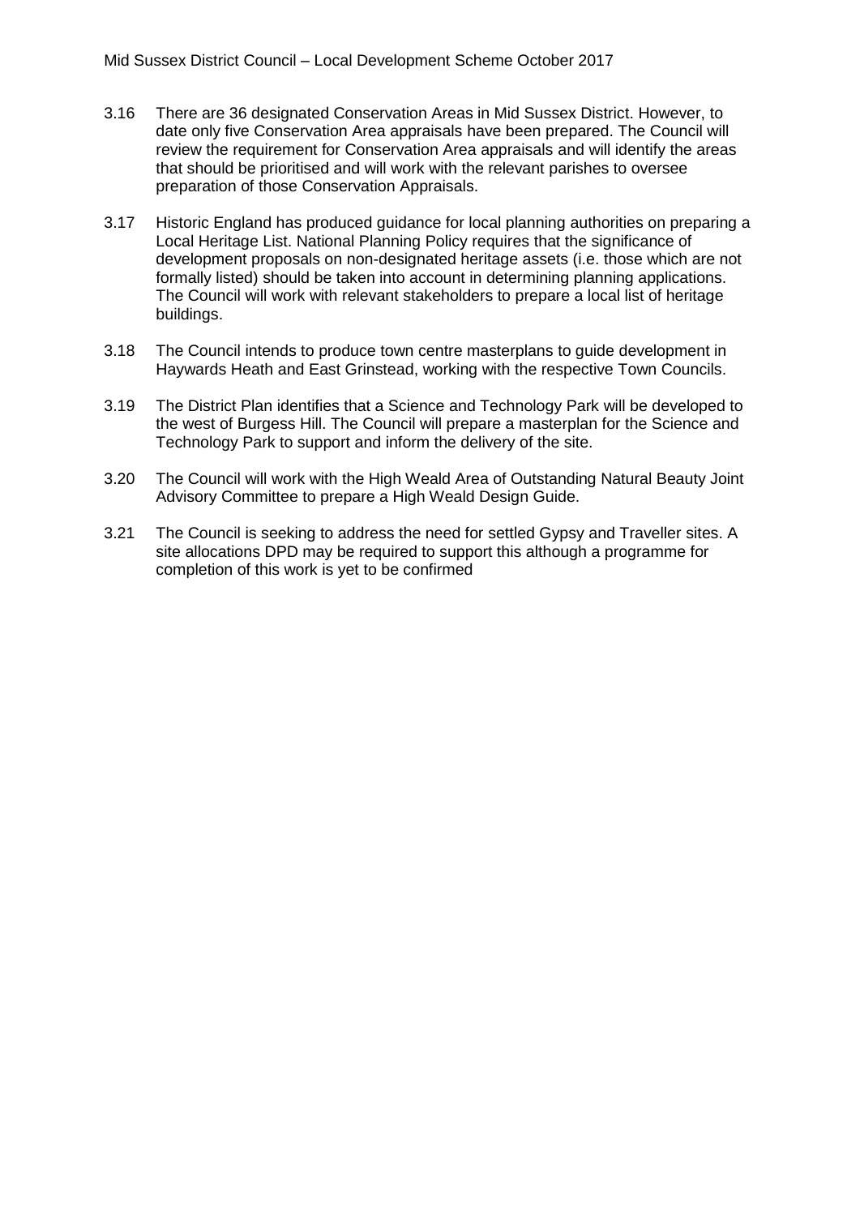3.16 There are 36 designated Conservation Areas in Mid Sussex District. However, to date only five Conservation Area appraisals have been prepared. The Council will review the requirement for Conservation Area appraisals and will identify the areas that should be prioritised and will work with the relevant parishes to oversee preparation of those Conservation Appraisals.

3.17 Historic England has produced guidance for local planning authorities on preparing a Local Heritage List. National Planning Policy requires that the significance of development proposals on non-designated heritage assets (i.e. those which are not formally listed) should be taken into account in determining planning applications. The Council will work with relevant stakeholders to prepare a local list of heritage buildings.

3.18 The Council intends to produce town centre masterplans to guide development in Haywards Heath and East Grinstead, working with the respective Town Councils.

3.19 The District Plan identifies that a Science and Technology Park will be developed to the west of Burgess Hill. The Council will prepare a masterplan for the Science and Technology Park to support and inform the delivery of the site.

3.20 The Council will work with the High Weald Area of Outstanding Natural Beauty Joint Advisory Committee to prepare a High Weald Design Guide.

3.21 The Council is seeking to address the need for settled Gypsy and Traveller sites. A site allocations DPD may be required to support this although a programme for completion of this work is yet to be confirmed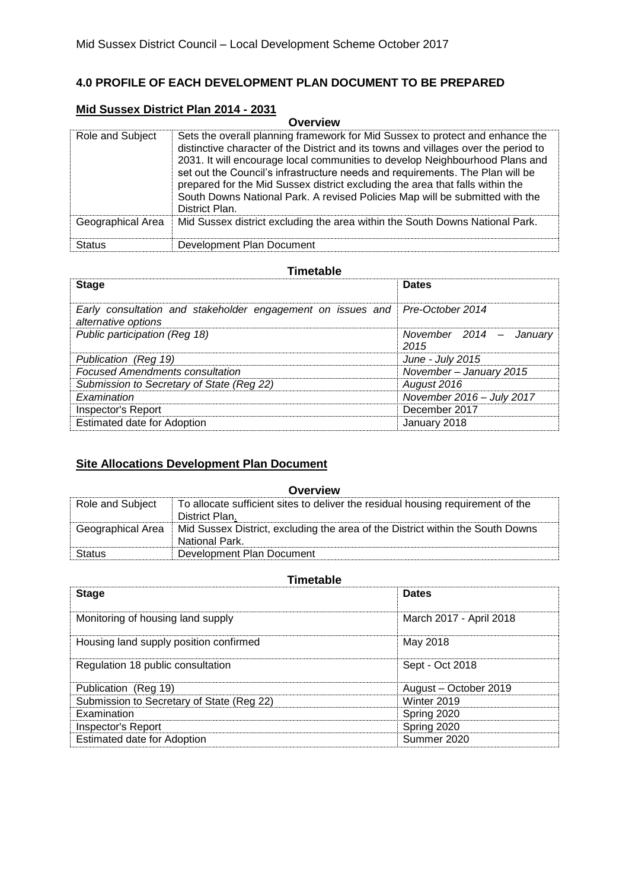## 4.0 PROFILE OF EACH DEVELOPMENT PLAN DOCUMENT TO BE PREPARED

### Mid Sussex District Plan 2014 - 2031

**Overview**

| | |
|---|---|
| Role and Subject | Sets the overall planning framework for Mid Sussex to protect and enhance the distinctive character of the District and its towns and villages over the period to 2031. It will encourage local communities to develop Neighbourhood Plans and set out the Council's infrastructure needs and requirements. The Plan will be prepared for the Mid Sussex district excluding the area that falls within the South Downs National Park. A revised Policies Map will be submitted with the District Plan. |
| Geographical Area | Mid Sussex district excluding the area within the South Downs National Park. |
| Status | Development Plan Document |

**Timetable**

| Stage | Dates |
|---|---|
| *Early consultation and stakeholder engagement on issues and alternative options* | *Pre-October 2014* |
| *Public participation (Reg 18)* | *November 2014 – January 2015* |
| *Publication (Reg 19)* | *June - July 2015* |
| *Focused Amendments consultation* | *November – January 2015* |
| *Submission to Secretary of State (Reg 22)* | *August 2016* |
| *Examination* | *November 2016 – July 2017* |
| Inspector's Report | December 2017 |
| Estimated date for Adoption | January 2018 |

### Site Allocations Development Plan Document

**Overview**

| | |
|---|---|
| Role and Subject | To allocate sufficient sites to deliver the residual housing requirement of the District Plan. |
| Geographical Area | Mid Sussex District, excluding the area of the District within the South Downs National Park. |
| Status | Development Plan Document |

**Timetable**

| Stage | Dates |
|---|---|
| Monitoring of housing land supply | March 2017 - April 2018 |
| Housing land supply position confirmed | May 2018 |
| Regulation 18 public consultation | Sept - Oct 2018 |
| Publication (Reg 19) | August – October 2019 |
| Submission to Secretary of State (Reg 22) | Winter 2019 |
| Examination | Spring 2020 |
| Inspector's Report | Spring 2020 |
| Estimated date for Adoption | Summer 2020 |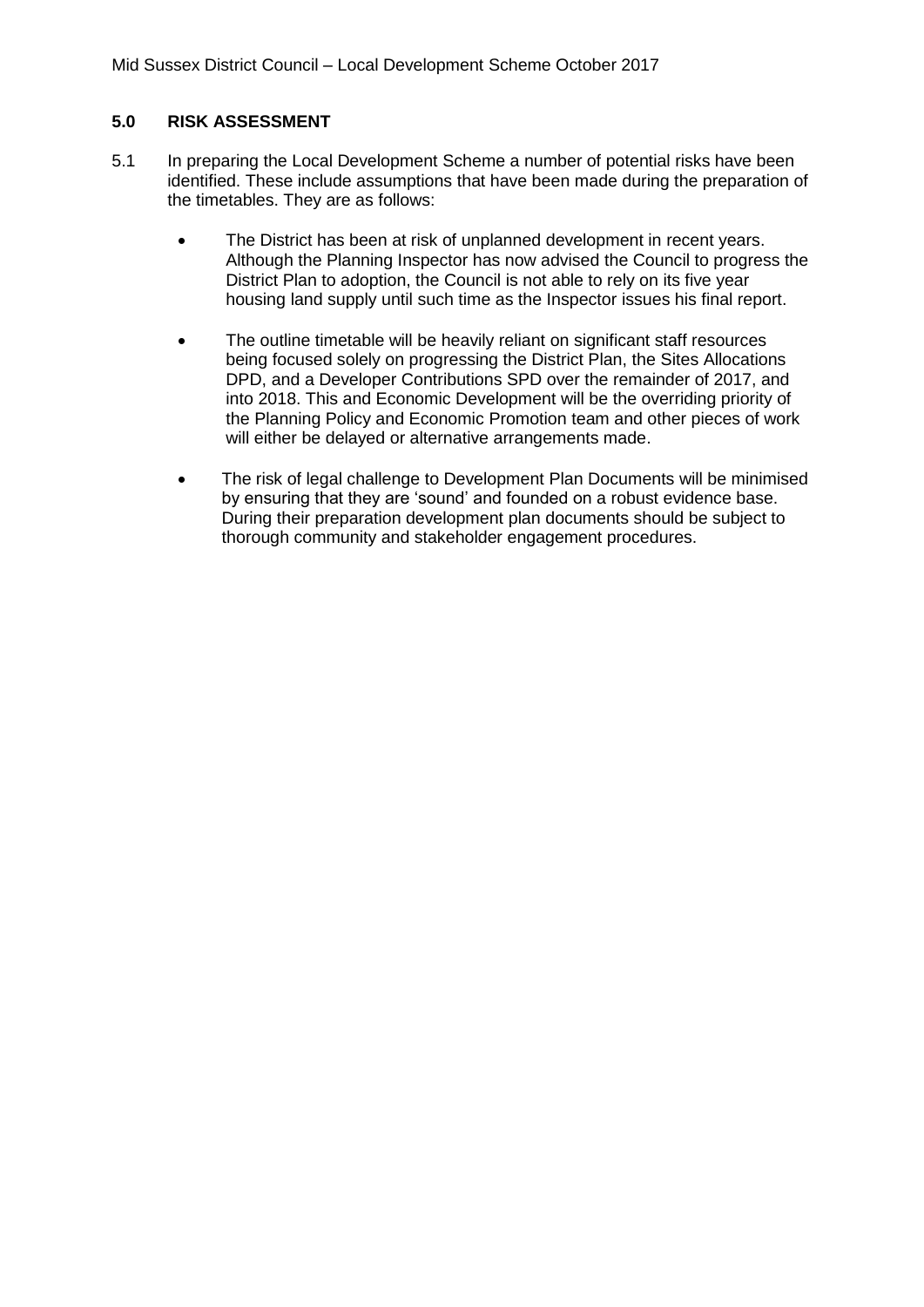## 5.0 RISK ASSESSMENT

5.1 In preparing the Local Development Scheme a number of potential risks have been identified. These include assumptions that have been made during the preparation of the timetables. They are as follows:

- The District has been at risk of unplanned development in recent years. Although the Planning Inspector has now advised the Council to progress the District Plan to adoption, the Council is not able to rely on its five year housing land supply until such time as the Inspector issues his final report.

- The outline timetable will be heavily reliant on significant staff resources being focused solely on progressing the District Plan, the Sites Allocations DPD, and a Developer Contributions SPD over the remainder of 2017, and into 2018. This and Economic Development will be the overriding priority of the Planning Policy and Economic Promotion team and other pieces of work will either be delayed or alternative arrangements made.

- The risk of legal challenge to Development Plan Documents will be minimised by ensuring that they are 'sound' and founded on a robust evidence base. During their preparation development plan documents should be subject to thorough community and stakeholder engagement procedures.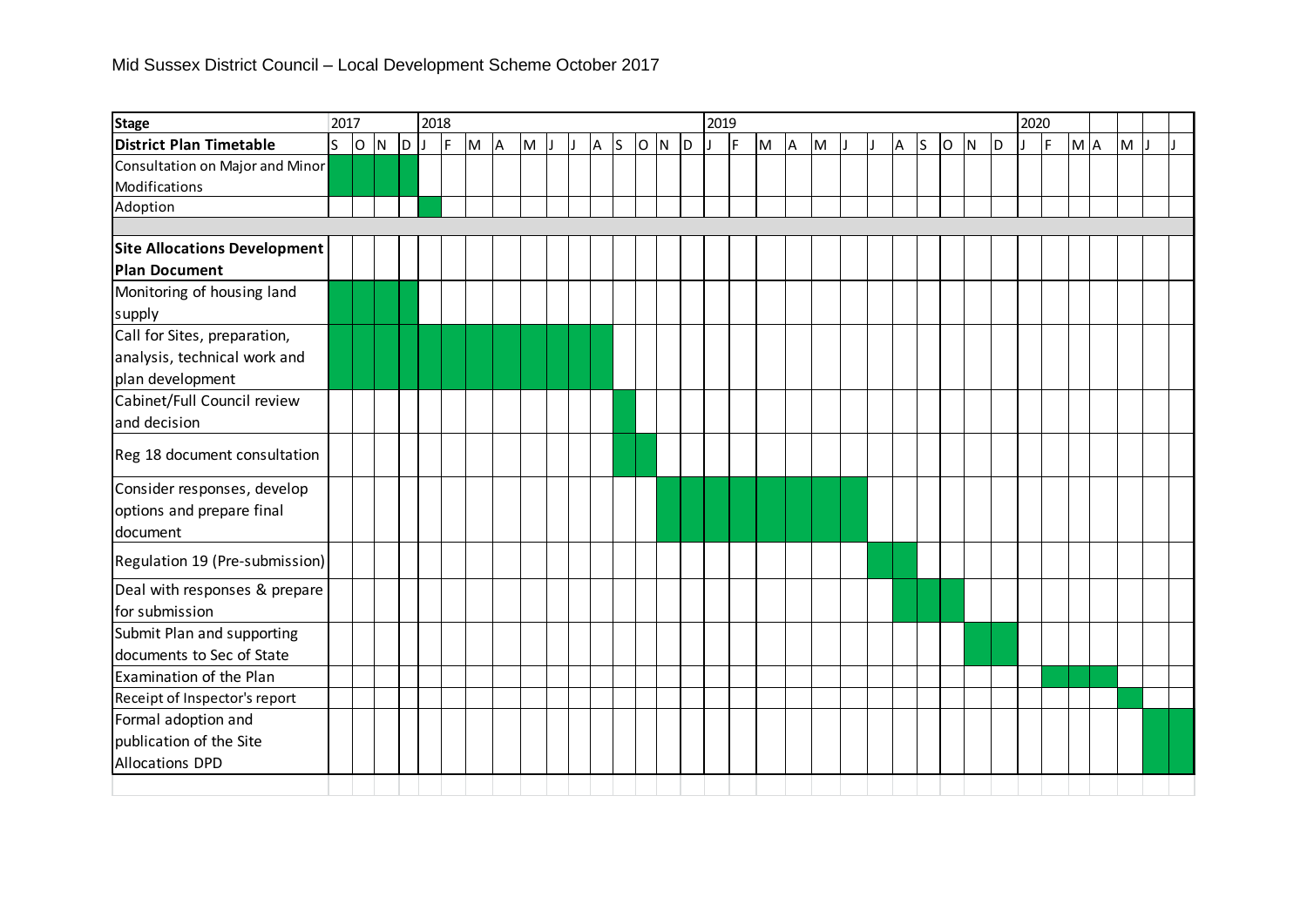Mid Sussex District Council – Local Development Scheme October 2017

Stage

2017 2018 2019 2020

District Plan Timetable

S O N D J F M A M J J A S O N D J F M A M J J A S O N D J F M A M J J

Consultation on Major and Minor Modifications

Adoption

Site Allocations Development Plan Document

Monitoring of housing land supply

Call for Sites, preparation, analysis, technical work and plan development

Cabinet/Full Council review and decision

Reg 18 document consultation

Consider responses, develop options and prepare final document

Regulation 19 (Pre-submission)

Deal with responses & prepare for submission

Submit Plan and supporting documents to Sec of State

Examination of the Plan

Receipt of Inspector's report

Formal adoption and publication of the Site Allocations DPD